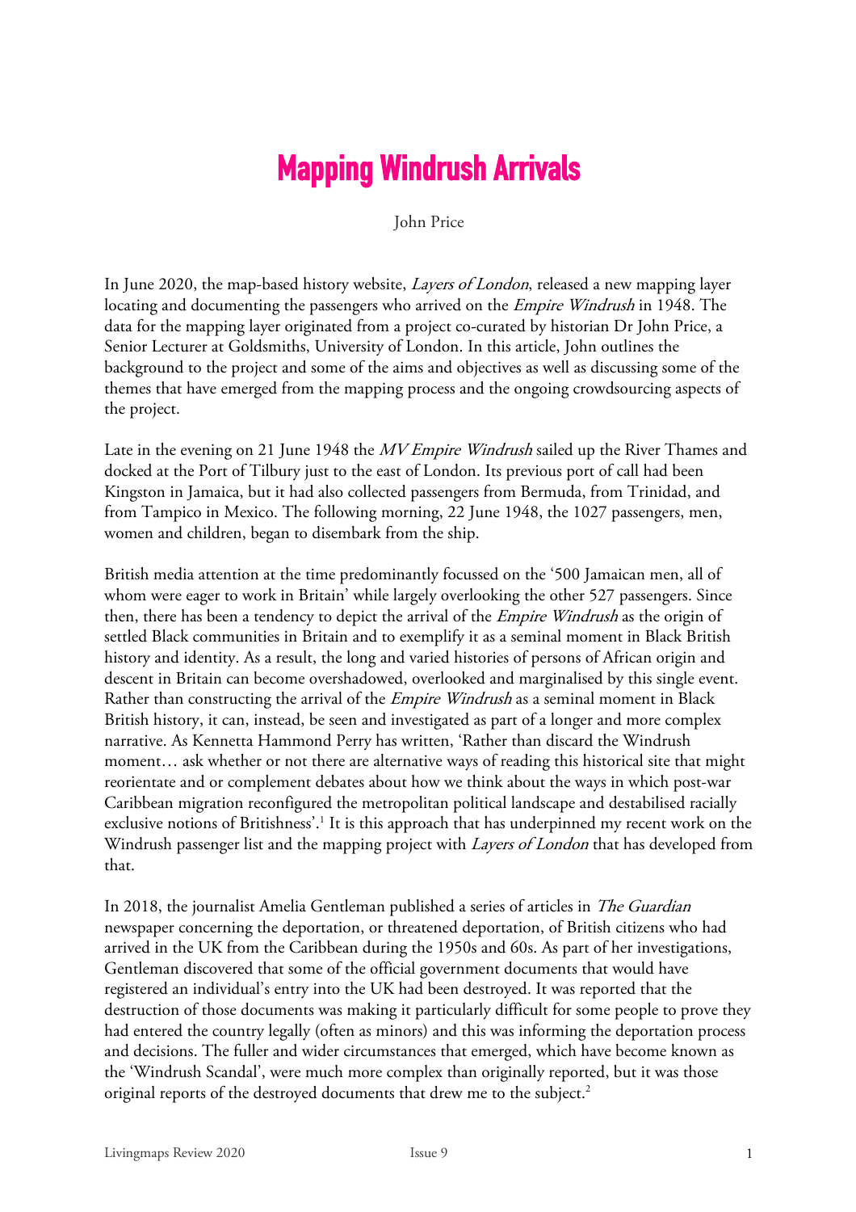# Mapping Windrush Arrivals

John Price

In June 2020, the map-based history website, *Layers of London*, released a new mapping layer locating and documenting the passengers who arrived on the *Empire Windrush* in 1948. The data for the mapping layer originated from a project co-curated by historian Dr John Price, a Senior Lecturer at Goldsmiths, University of London. In this article, John outlines the background to the project and some of the aims and objectives as well as discussing some of the themes that have emerged from the mapping process and the ongoing crowdsourcing aspects of the project.

Late in the evening on 21 June 1948 the *MV Empire Windrush* sailed up the River Thames and docked at the Port of Tilbury just to the east of London. Its previous port of call had been Kingston in Jamaica, but it had also collected passengers from Bermuda, from Trinidad, and from Tampico in Mexico. The following morning, 22 June 1948, the 1027 passengers, men, women and children, began to disembark from the ship.

British media attention at the time predominantly focussed on the '500 Jamaican men, all of whom were eager to work in Britain' while largely overlooking the other 527 passengers. Since then, there has been a tendency to depict the arrival of the *Empire Windrush* as the origin of settled Black communities in Britain and to exemplify it as a seminal moment in Black British history and identity. As a result, the long and varied histories of persons of African origin and descent in Britain can become overshadowed, overlooked and marginalised by this single event. Rather than constructing the arrival of the *Empire Windrush* as a seminal moment in Black British history, it can, instead, be seen and investigated as part of a longer and more complex narrative. As Kennetta Hammond Perry has written, 'Rather than discard the Windrush moment… ask whether or not there are alternative ways of reading this historical site that might reorientate and or complement debates about how we think about the ways in which post-war Caribbean migration reconfigured the metropolitan political landscape and destabilised racially exclusive notions of Britishness'.[1] It is this approach that has underpinned my recent work on the Windrush passenger list and the mapping project with *Layers of London* that has developed from that.

In 2018, the journalist Amelia Gentleman published a series of articles in *The Guardian* newspaper concerning the deportation, or threatened deportation, of British citizens who had arrived in the UK from the Caribbean during the 1950s and 60s. As part of her investigations, Gentleman discovered that some of the official government documents that would have registered an individual's entry into the UK had been destroyed. It was reported that the destruction of those documents was making it particularly difficult for some people to prove they had entered the country legally (often as minors) and this was informing the deportation process and decisions. The fuller and wider circumstances that emerged, which have become known as the 'Windrush Scandal', were much more complex than originally reported, but it was those original reports of the destroyed documents that drew me to the subject.[2]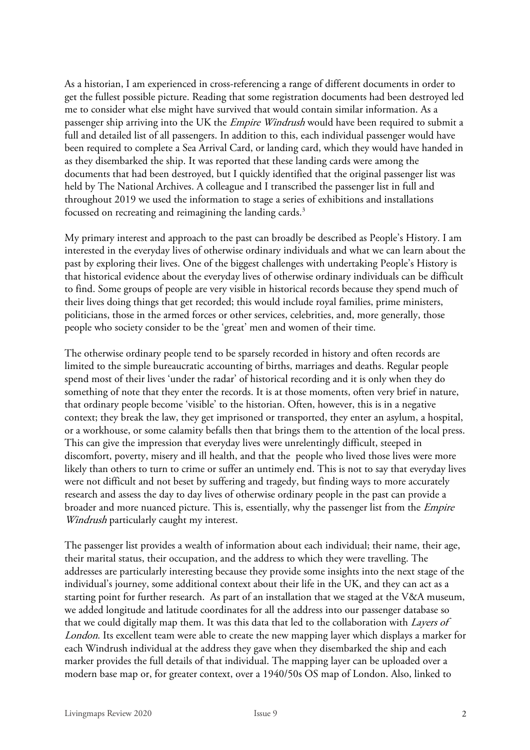As a historian, I am experienced in cross-referencing a range of different documents in order to get the fullest possible picture. Reading that some registration documents had been destroyed led me to consider what else might have survived that would contain similar information. As a passenger ship arriving into the UK the *Empire Windrush* would have been required to submit a full and detailed list of all passengers. In addition to this, each individual passenger would have been required to complete a Sea Arrival Card, or landing card, which they would have handed in as they disembarked the ship. It was reported that these landing cards were among the documents that had been destroyed, but I quickly identified that the original passenger list was held by The National Archives. A colleague and I transcribed the passenger list in full and throughout 2019 we used the information to stage a series of exhibitions and installations focussed on recreating and reimagining the landing cards.[3]

My primary interest and approach to the past can broadly be described as People's History. I am interested in the everyday lives of otherwise ordinary individuals and what we can learn about the past by exploring their lives. One of the biggest challenges with undertaking People's History is that historical evidence about the everyday lives of otherwise ordinary individuals can be difficult to find. Some groups of people are very visible in historical records because they spend much of their lives doing things that get recorded; this would include royal families, prime ministers, politicians, those in the armed forces or other services, celebrities, and, more generally, those people who society consider to be the 'great' men and women of their time.

The otherwise ordinary people tend to be sparsely recorded in history and often records are limited to the simple bureaucratic accounting of births, marriages and deaths. Regular people spend most of their lives 'under the radar' of historical recording and it is only when they do something of note that they enter the records. It is at those moments, often very brief in nature, that ordinary people become 'visible' to the historian. Often, however, this is in a negative context; they break the law, they get imprisoned or transported, they enter an asylum, a hospital, or a workhouse, or some calamity befalls then that brings them to the attention of the local press. This can give the impression that everyday lives were unrelentingly difficult, steeped in discomfort, poverty, misery and ill health, and that the people who lived those lives were more likely than others to turn to crime or suffer an untimely end. This is not to say that everyday lives were not difficult and not beset by suffering and tragedy, but finding ways to more accurately research and assess the day to day lives of otherwise ordinary people in the past can provide a broader and more nuanced picture. This is, essentially, why the passenger list from the *Empire Windrush* particularly caught my interest.

The passenger list provides a wealth of information about each individual; their name, their age, their marital status, their occupation, and the address to which they were travelling. The addresses are particularly interesting because they provide some insights into the next stage of the individual's journey, some additional context about their life in the UK, and they can act as a starting point for further research. As part of an installation that we staged at the V&A museum, we added longitude and latitude coordinates for all the address into our passenger database so that we could digitally map them. It was this data that led to the collaboration with *Layers of London*. Its excellent team were able to create the new mapping layer which displays a marker for each Windrush individual at the address they gave when they disembarked the ship and each marker provides the full details of that individual. The mapping layer can be uploaded over a modern base map or, for greater context, over a 1940/50s OS map of London. Also, linked to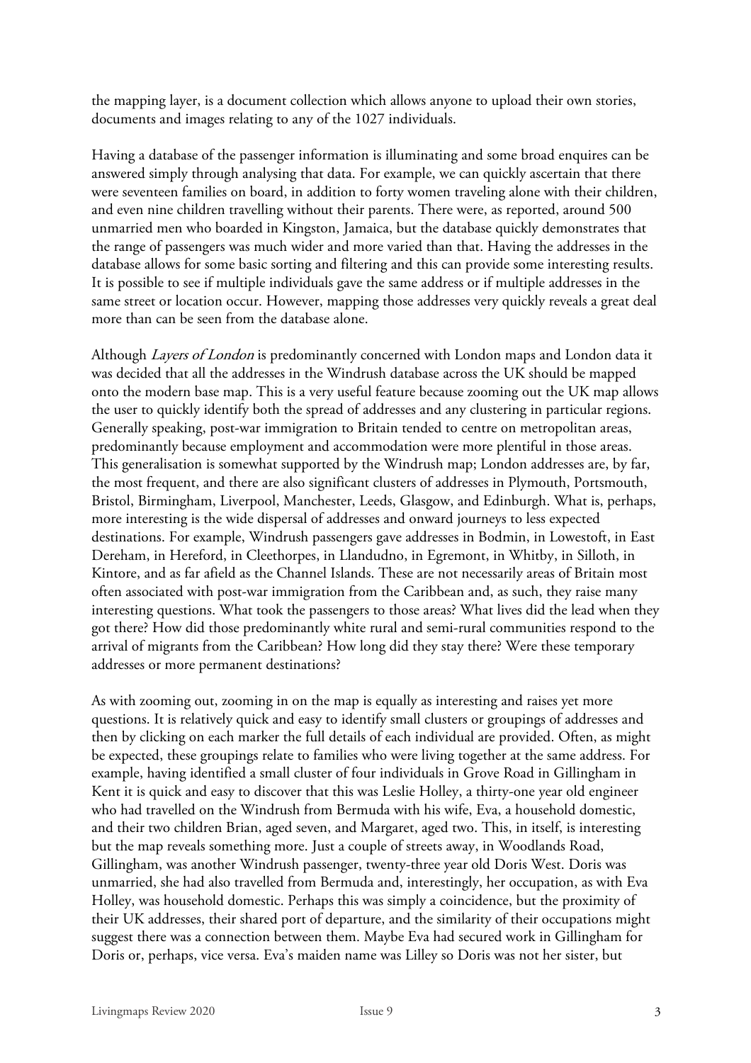the mapping layer, is a document collection which allows anyone to upload their own stories, documents and images relating to any of the 1027 individuals.

Having a database of the passenger information is illuminating and some broad enquires can be answered simply through analysing that data. For example, we can quickly ascertain that there were seventeen families on board, in addition to forty women traveling alone with their children, and even nine children travelling without their parents. There were, as reported, around 500 unmarried men who boarded in Kingston, Jamaica, but the database quickly demonstrates that the range of passengers was much wider and more varied than that. Having the addresses in the database allows for some basic sorting and filtering and this can provide some interesting results. It is possible to see if multiple individuals gave the same address or if multiple addresses in the same street or location occur. However, mapping those addresses very quickly reveals a great deal more than can be seen from the database alone.

Although *Layers of London* is predominantly concerned with London maps and London data it was decided that all the addresses in the Windrush database across the UK should be mapped onto the modern base map. This is a very useful feature because zooming out the UK map allows the user to quickly identify both the spread of addresses and any clustering in particular regions. Generally speaking, post-war immigration to Britain tended to centre on metropolitan areas, predominantly because employment and accommodation were more plentiful in those areas. This generalisation is somewhat supported by the Windrush map; London addresses are, by far, the most frequent, and there are also significant clusters of addresses in Plymouth, Portsmouth, Bristol, Birmingham, Liverpool, Manchester, Leeds, Glasgow, and Edinburgh. What is, perhaps, more interesting is the wide dispersal of addresses and onward journeys to less expected destinations. For example, Windrush passengers gave addresses in Bodmin, in Lowestoft, in East Dereham, in Hereford, in Cleethorpes, in Llandudno, in Egremont, in Whitby, in Silloth, in Kintore, and as far afield as the Channel Islands. These are not necessarily areas of Britain most often associated with post-war immigration from the Caribbean and, as such, they raise many interesting questions. What took the passengers to those areas? What lives did the lead when they got there? How did those predominantly white rural and semi-rural communities respond to the arrival of migrants from the Caribbean? How long did they stay there? Were these temporary addresses or more permanent destinations?

As with zooming out, zooming in on the map is equally as interesting and raises yet more questions. It is relatively quick and easy to identify small clusters or groupings of addresses and then by clicking on each marker the full details of each individual are provided. Often, as might be expected, these groupings relate to families who were living together at the same address. For example, having identified a small cluster of four individuals in Grove Road in Gillingham in Kent it is quick and easy to discover that this was Leslie Holley, a thirty-one year old engineer who had travelled on the Windrush from Bermuda with his wife, Eva, a household domestic, and their two children Brian, aged seven, and Margaret, aged two. This, in itself, is interesting but the map reveals something more. Just a couple of streets away, in Woodlands Road, Gillingham, was another Windrush passenger, twenty-three year old Doris West. Doris was unmarried, she had also travelled from Bermuda and, interestingly, her occupation, as with Eva Holley, was household domestic. Perhaps this was simply a coincidence, but the proximity of their UK addresses, their shared port of departure, and the similarity of their occupations might suggest there was a connection between them. Maybe Eva had secured work in Gillingham for Doris or, perhaps, vice versa. Eva's maiden name was Lilley so Doris was not her sister, but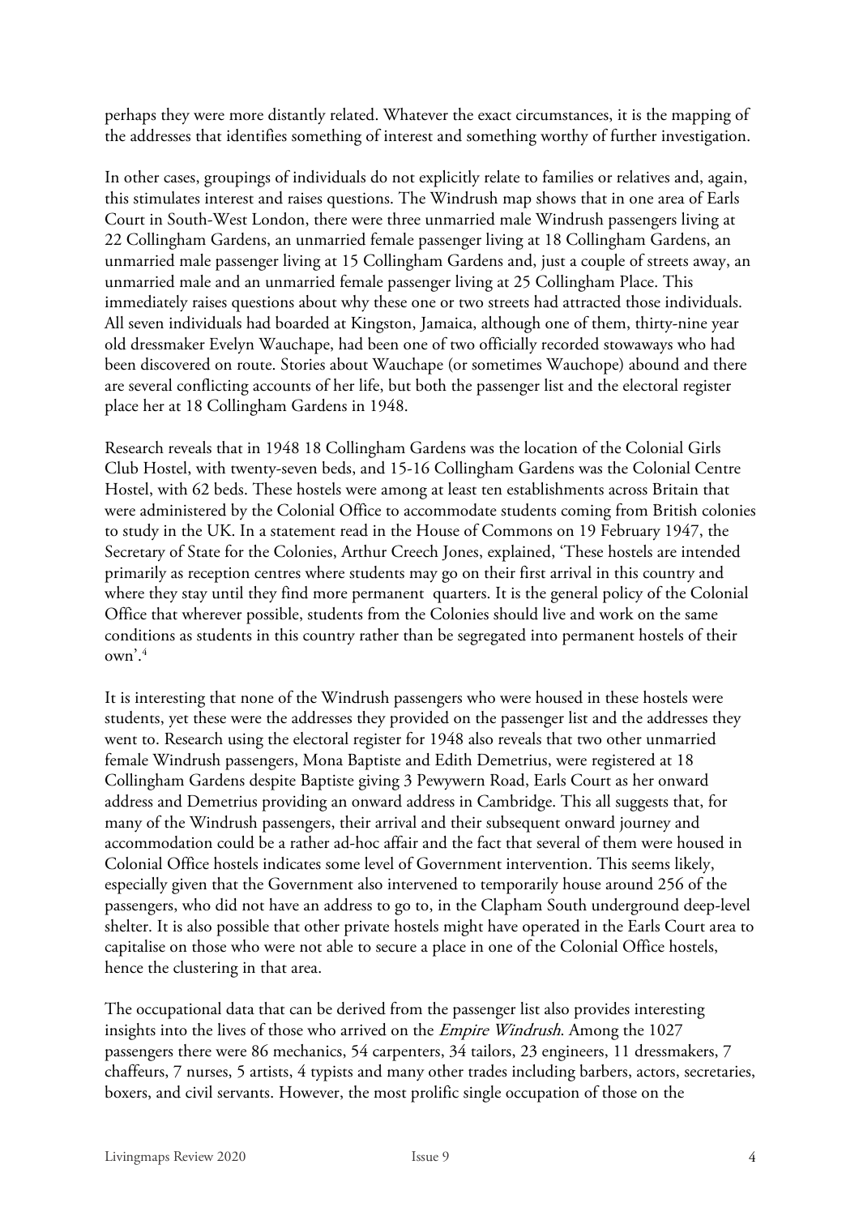perhaps they were more distantly related. Whatever the exact circumstances, it is the mapping of the addresses that identifies something of interest and something worthy of further investigation.

In other cases, groupings of individuals do not explicitly relate to families or relatives and, again, this stimulates interest and raises questions. The Windrush map shows that in one area of Earls Court in South-West London, there were three unmarried male Windrush passengers living at 22 Collingham Gardens, an unmarried female passenger living at 18 Collingham Gardens, an unmarried male passenger living at 15 Collingham Gardens and, just a couple of streets away, an unmarried male and an unmarried female passenger living at 25 Collingham Place. This immediately raises questions about why these one or two streets had attracted those individuals. All seven individuals had boarded at Kingston, Jamaica, although one of them, thirty-nine year old dressmaker Evelyn Wauchape, had been one of two officially recorded stowaways who had been discovered on route. Stories about Wauchape (or sometimes Wauchope) abound and there are several conflicting accounts of her life, but both the passenger list and the electoral register place her at 18 Collingham Gardens in 1948.

Research reveals that in 1948 18 Collingham Gardens was the location of the Colonial Girls Club Hostel, with twenty-seven beds, and 15-16 Collingham Gardens was the Colonial Centre Hostel, with 62 beds. These hostels were among at least ten establishments across Britain that were administered by the Colonial Office to accommodate students coming from British colonies to study in the UK. In a statement read in the House of Commons on 19 February 1947, the Secretary of State for the Colonies, Arthur Creech Jones, explained, 'These hostels are intended primarily as reception centres where students may go on their first arrival in this country and where they stay until they find more permanent quarters. It is the general policy of the Colonial Office that wherever possible, students from the Colonies should live and work on the same conditions as students in this country rather than be segregated into permanent hostels of their own'.[4]

It is interesting that none of the Windrush passengers who were housed in these hostels were students, yet these were the addresses they provided on the passenger list and the addresses they went to. Research using the electoral register for 1948 also reveals that two other unmarried female Windrush passengers, Mona Baptiste and Edith Demetrius, were registered at 18 Collingham Gardens despite Baptiste giving 3 Pewywern Road, Earls Court as her onward address and Demetrius providing an onward address in Cambridge. This all suggests that, for many of the Windrush passengers, their arrival and their subsequent onward journey and accommodation could be a rather ad-hoc affair and the fact that several of them were housed in Colonial Office hostels indicates some level of Government intervention. This seems likely, especially given that the Government also intervened to temporarily house around 256 of the passengers, who did not have an address to go to, in the Clapham South underground deep-level shelter. It is also possible that other private hostels might have operated in the Earls Court area to capitalise on those who were not able to secure a place in one of the Colonial Office hostels, hence the clustering in that area.

The occupational data that can be derived from the passenger list also provides interesting insights into the lives of those who arrived on the *Empire Windrush*. Among the 1027 passengers there were 86 mechanics, 54 carpenters, 34 tailors, 23 engineers, 11 dressmakers, 7 chaffeurs, 7 nurses, 5 artists, 4 typists and many other trades including barbers, actors, secretaries, boxers, and civil servants. However, the most prolific single occupation of those on the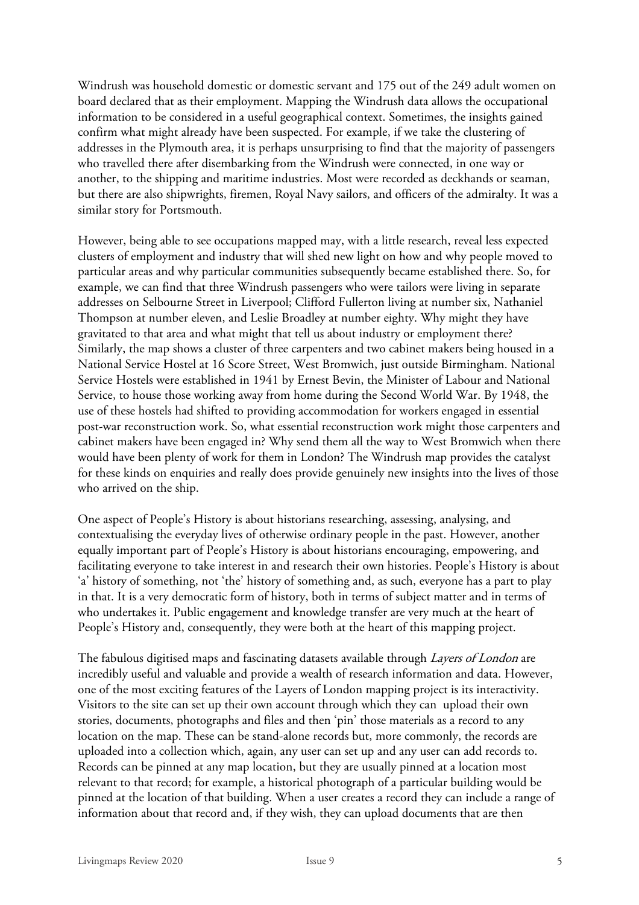Windrush was household domestic or domestic servant and 175 out of the 249 adult women on board declared that as their employment. Mapping the Windrush data allows the occupational information to be considered in a useful geographical context. Sometimes, the insights gained confirm what might already have been suspected. For example, if we take the clustering of addresses in the Plymouth area, it is perhaps unsurprising to find that the majority of passengers who travelled there after disembarking from the Windrush were connected, in one way or another, to the shipping and maritime industries. Most were recorded as deckhands or seaman, but there are also shipwrights, firemen, Royal Navy sailors, and officers of the admiralty. It was a similar story for Portsmouth.

However, being able to see occupations mapped may, with a little research, reveal less expected clusters of employment and industry that will shed new light on how and why people moved to particular areas and why particular communities subsequently became established there. So, for example, we can find that three Windrush passengers who were tailors were living in separate addresses on Selbourne Street in Liverpool; Clifford Fullerton living at number six, Nathaniel Thompson at number eleven, and Leslie Broadley at number eighty. Why might they have gravitated to that area and what might that tell us about industry or employment there? Similarly, the map shows a cluster of three carpenters and two cabinet makers being housed in a National Service Hostel at 16 Score Street, West Bromwich, just outside Birmingham. National Service Hostels were established in 1941 by Ernest Bevin, the Minister of Labour and National Service, to house those working away from home during the Second World War. By 1948, the use of these hostels had shifted to providing accommodation for workers engaged in essential post-war reconstruction work. So, what essential reconstruction work might those carpenters and cabinet makers have been engaged in? Why send them all the way to West Bromwich when there would have been plenty of work for them in London? The Windrush map provides the catalyst for these kinds on enquiries and really does provide genuinely new insights into the lives of those who arrived on the ship.

One aspect of People's History is about historians researching, assessing, analysing, and contextualising the everyday lives of otherwise ordinary people in the past. However, another equally important part of People's History is about historians encouraging, empowering, and facilitating everyone to take interest in and research their own histories. People's History is about 'a' history of something, not 'the' history of something and, as such, everyone has a part to play in that. It is a very democratic form of history, both in terms of subject matter and in terms of who undertakes it. Public engagement and knowledge transfer are very much at the heart of People's History and, consequently, they were both at the heart of this mapping project.

The fabulous digitised maps and fascinating datasets available through *Layers of London* are incredibly useful and valuable and provide a wealth of research information and data. However, one of the most exciting features of the Layers of London mapping project is its interactivity. Visitors to the site can set up their own account through which they can upload their own stories, documents, photographs and files and then 'pin' those materials as a record to any location on the map. These can be stand-alone records but, more commonly, the records are uploaded into a collection which, again, any user can set up and any user can add records to. Records can be pinned at any map location, but they are usually pinned at a location most relevant to that record; for example, a historical photograph of a particular building would be pinned at the location of that building. When a user creates a record they can include a range of information about that record and, if they wish, they can upload documents that are then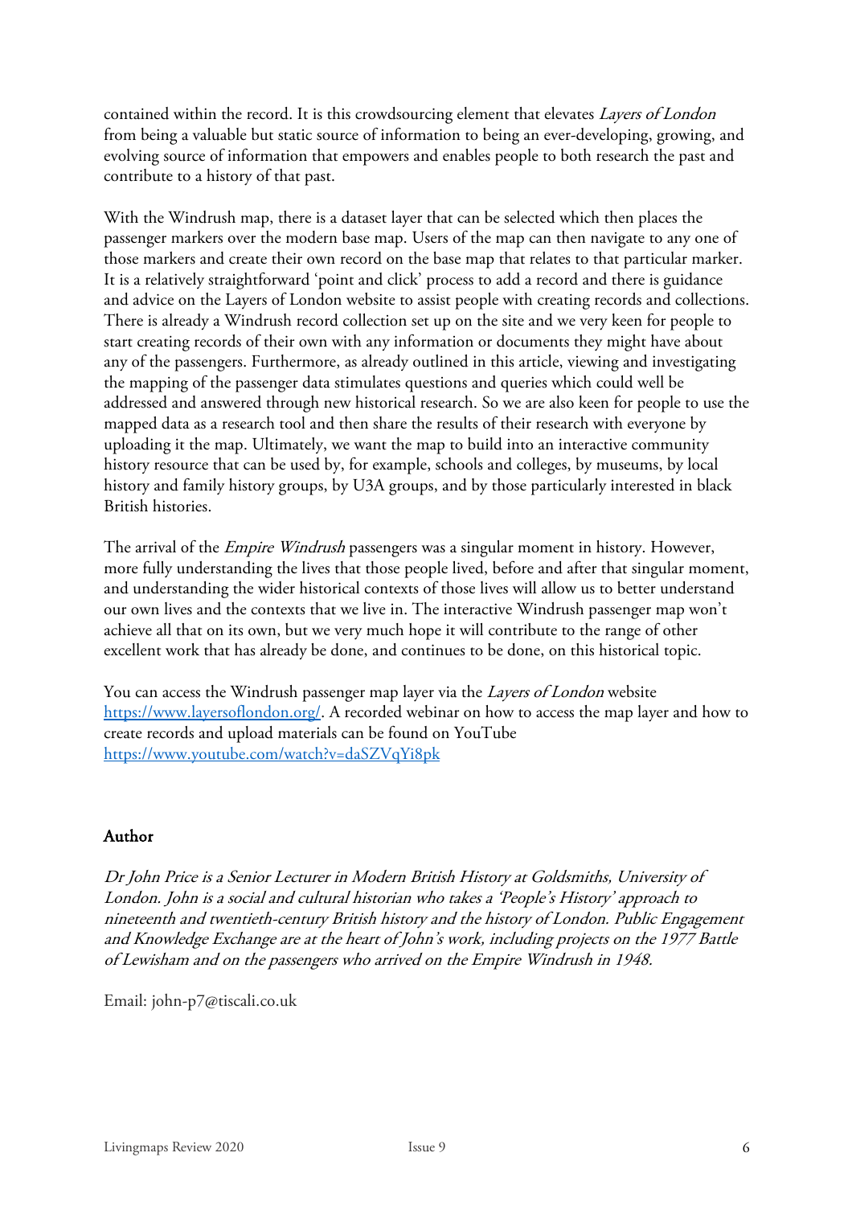contained within the record. It is this crowdsourcing element that elevates *Layers of London* from being a valuable but static source of information to being an ever-developing, growing, and evolving source of information that empowers and enables people to both research the past and contribute to a history of that past.

With the Windrush map, there is a dataset layer that can be selected which then places the passenger markers over the modern base map. Users of the map can then navigate to any one of those markers and create their own record on the base map that relates to that particular marker. It is a relatively straightforward 'point and click' process to add a record and there is guidance and advice on the Layers of London website to assist people with creating records and collections. There is already a Windrush record collection set up on the site and we very keen for people to start creating records of their own with any information or documents they might have about any of the passengers. Furthermore, as already outlined in this article, viewing and investigating the mapping of the passenger data stimulates questions and queries which could well be addressed and answered through new historical research. So we are also keen for people to use the mapped data as a research tool and then share the results of their research with everyone by uploading it the map. Ultimately, we want the map to build into an interactive community history resource that can be used by, for example, schools and colleges, by museums, by local history and family history groups, by U3A groups, and by those particularly interested in black British histories.

The arrival of the *Empire Windrush* passengers was a singular moment in history. However, more fully understanding the lives that those people lived, before and after that singular moment, and understanding the wider historical contexts of those lives will allow us to better understand our own lives and the contexts that we live in. The interactive Windrush passenger map won't achieve all that on its own, but we very much hope it will contribute to the range of other excellent work that has already be done, and continues to be done, on this historical topic.

You can access the Windrush passenger map layer via the *Layers of London* website [https://www.layersoflondon.org/](https://www.layersoflondon.org/). A recorded webinar on how to access the map layer and how to create records and upload materials can be found on YouTube [https://www.youtube.com/watch?v=daSZVqYi8pk](https://www.youtube.com/watch?v=daSZVqYi8pk)

## Author

*Dr John Price is a Senior Lecturer in Modern British History at Goldsmiths, University of London. John is a social and cultural historian who takes a 'People's History' approach to nineteenth and twentieth-century British history and the history of London. Public Engagement and Knowledge Exchange are at the heart of John's work, including projects on the 1977 Battle of Lewisham and on the passengers who arrived on the Empire Windrush in 1948.*

Email: john-p7@tiscali.co.uk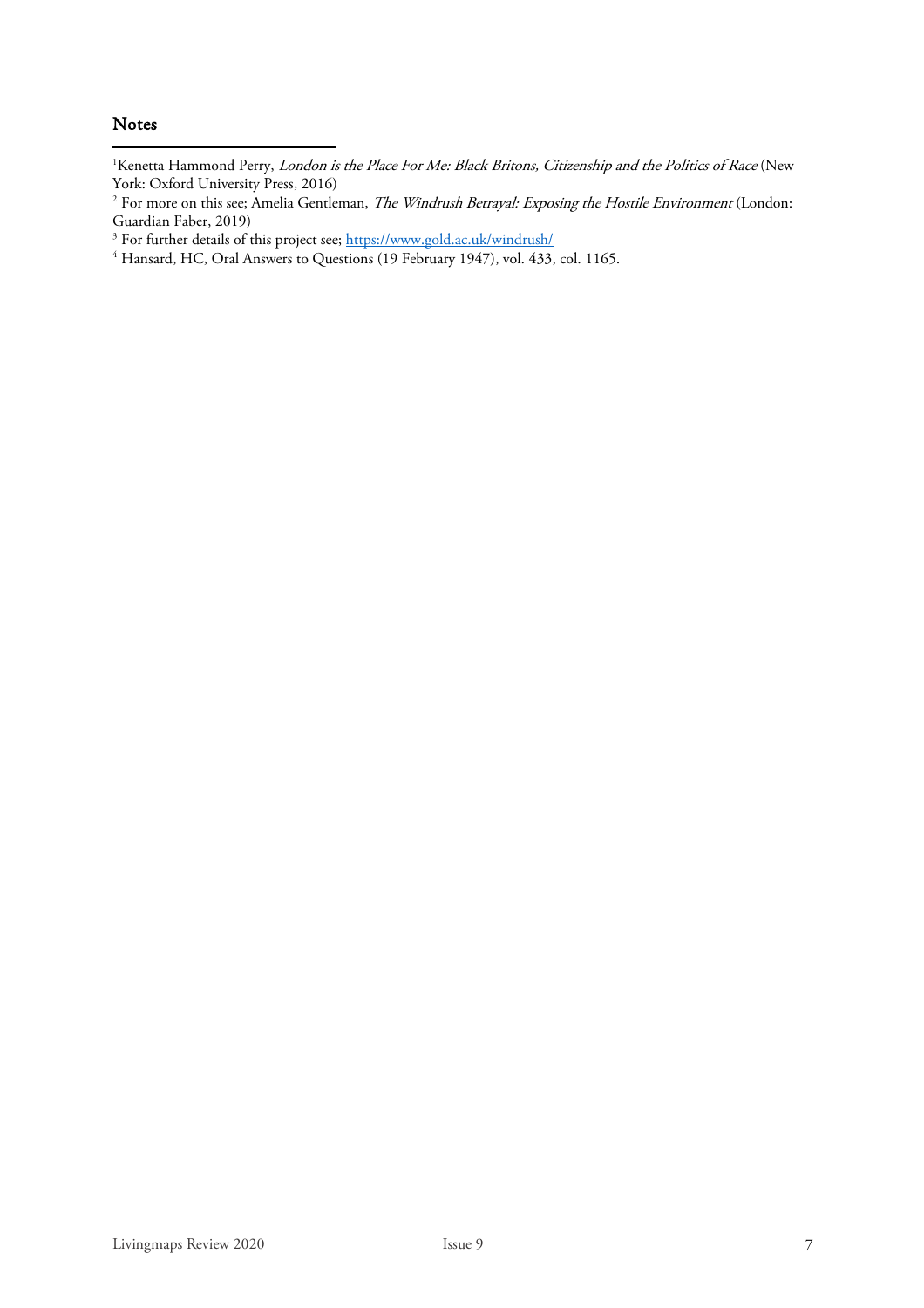## Notes

[1]Kenetta Hammond Perry, *London is the Place For Me: Black Britons, Citizenship and the Politics of Race* (New York: Oxford University Press, 2016)

[2] For more on this see; Amelia Gentleman, *The Windrush Betrayal: Exposing the Hostile Environment* (London: Guardian Faber, 2019)

[3] For further details of this project see; https://www.gold.ac.uk/windrush/

[4] Hansard, HC, Oral Answers to Questions (19 February 1947), vol. 433, col. 1165.